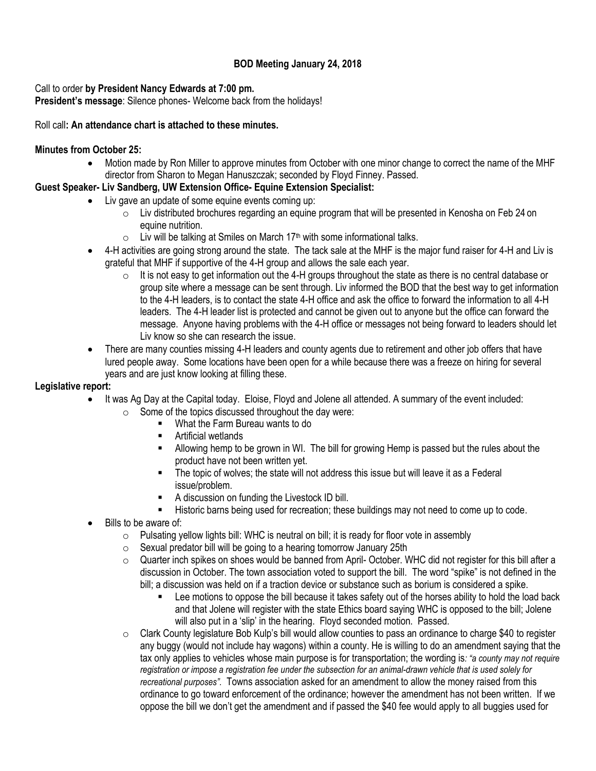**BOD Meeting January 24, 2018**

Call to order **by President Nancy Edwards at 7:00 pm.**

**President's message**: Silence phones- Welcome back from the holidays!

Roll call**: An attendance chart is attached to these minutes.**

**Minutes from October 25:**

- Motion made by Ron Miller to approve minutes from October with one minor change to correct the name of the MHF director from Sharon to Megan Hanuszczak; seconded by Floyd Finney. Passed.

**Guest Speaker- Liv Sandberg, UW Extension Office- Equine Extension Specialist:**

- Liv gave an update of some equine events coming up:
    - Liv distributed brochures regarding an equine program that will be presented in Kenosha on Feb 24 on equine nutrition.
    - Liv will be talking at Smiles on March 17th with some informational talks.
- 4-H activities are going strong around the state. The tack sale at the MHF is the major fund raiser for 4-H and Liv is grateful that MHF if supportive of the 4-H group and allows the sale each year.
    - It is not easy to get information out the 4-H groups throughout the state as there is no central database or group site where a message can be sent through. Liv informed the BOD that the best way to get information to the 4-H leaders, is to contact the state 4-H office and ask the office to forward the information to all 4-H leaders. The 4-H leader list is protected and cannot be given out to anyone but the office can forward the message. Anyone having problems with the 4-H office or messages not being forward to leaders should let Liv know so she can research the issue.
- There are many counties missing 4-H leaders and county agents due to retirement and other job offers that have lured people away. Some locations have been open for a while because there was a freeze on hiring for several years and are just know looking at filling these.

**Legislative report:**

- It was Ag Day at the Capital today. Eloise, Floyd and Jolene all attended. A summary of the event included:
    - Some of the topics discussed throughout the day were:
        - What the Farm Bureau wants to do
        - Artificial wetlands
        - Allowing hemp to be grown in WI. The bill for growing Hemp is passed but the rules about the product have not been written yet.
        - The topic of wolves; the state will not address this issue but will leave it as a Federal issue/problem.
        - A discussion on funding the Livestock ID bill.
        - Historic barns being used for recreation; these buildings may not need to come up to code.
- Bills to be aware of:
    - Pulsating yellow lights bill: WHC is neutral on bill; it is ready for floor vote in assembly
    - Sexual predator bill will be going to a hearing tomorrow January 25th
    - Quarter inch spikes on shoes would be banned from April- October. WHC did not register for this bill after a discussion in October. The town association voted to support the bill. The word "spike" is not defined in the bill; a discussion was held on if a traction device or substance such as borium is considered a spike.
        - Lee motions to oppose the bill because it takes safety out of the horses ability to hold the load back and that Jolene will register with the state Ethics board saying WHC is opposed to the bill; Jolene will also put in a 'slip' in the hearing. Floyd seconded motion. Passed.
    - Clark County legislature Bob Kulp's bill would allow counties to pass an ordinance to charge $40 to register any buggy (would not include hay wagons) within a county. He is willing to do an amendment saying that the tax only applies to vehicles whose main purpose is for transportation; the wording is*: "a county may not require registration or impose a registration fee under the subsection for an animal-drawn vehicle that is used solely for recreational purposes".* Towns association asked for an amendment to allow the money raised from this ordinance to go toward enforcement of the ordinance; however the amendment has not been written. If we oppose the bill we don't get the amendment and if passed the $40 fee would apply to all buggies used for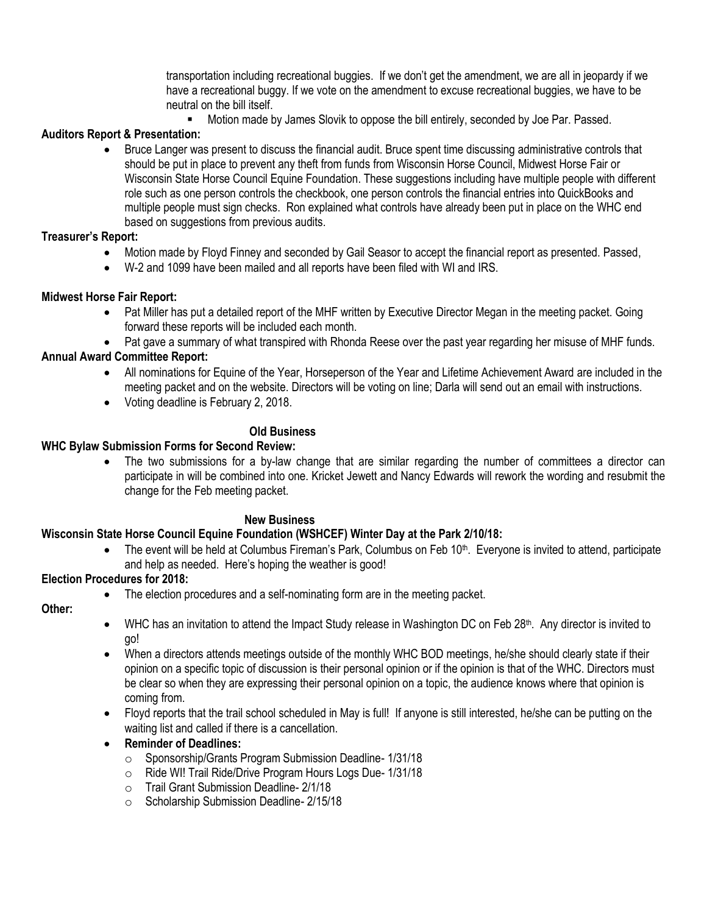transportation including recreational buggies. If we don't get the amendment, we are all in jeopardy if we have a recreational buggy. If we vote on the amendment to excuse recreational buggies, we have to be neutral on the bill itself.

- Motion made by James Slovik to oppose the bill entirely, seconded by Joe Par. Passed.

**Auditors Report & Presentation:**

- Bruce Langer was present to discuss the financial audit. Bruce spent time discussing administrative controls that should be put in place to prevent any theft from funds from Wisconsin Horse Council, Midwest Horse Fair or Wisconsin State Horse Council Equine Foundation. These suggestions including have multiple people with different role such as one person controls the checkbook, one person controls the financial entries into QuickBooks and multiple people must sign checks. Ron explained what controls have already been put in place on the WHC end based on suggestions from previous audits.

**Treasurer's Report:**

- Motion made by Floyd Finney and seconded by Gail Seasor to accept the financial report as presented. Passed,
- W-2 and 1099 have been mailed and all reports have been filed with WI and IRS.

**Midwest Horse Fair Report:**

- Pat Miller has put a detailed report of the MHF written by Executive Director Megan in the meeting packet. Going forward these reports will be included each month.
- Pat gave a summary of what transpired with Rhonda Reese over the past year regarding her misuse of MHF funds.

**Annual Award Committee Report:**

- All nominations for Equine of the Year, Horseperson of the Year and Lifetime Achievement Award are included in the meeting packet and on the website. Directors will be voting on line; Darla will send out an email with instructions.
- Voting deadline is February 2, 2018.

## Old Business

**WHC Bylaw Submission Forms for Second Review:**

- The two submissions for a by-law change that are similar regarding the number of committees a director can participate in will be combined into one. Kricket Jewett and Nancy Edwards will rework the wording and resubmit the change for the Feb meeting packet.

## New Business

**Wisconsin State Horse Council Equine Foundation (WSHCEF) Winter Day at the Park 2/10/18:**

- The event will be held at Columbus Fireman's Park, Columbus on Feb 10th. Everyone is invited to attend, participate and help as needed. Here's hoping the weather is good!

**Election Procedures for 2018:**

- The election procedures and a self-nominating form are in the meeting packet.

**Other:**

- WHC has an invitation to attend the Impact Study release in Washington DC on Feb 28th. Any director is invited to go!
- When a directors attends meetings outside of the monthly WHC BOD meetings, he/she should clearly state if their opinion on a specific topic of discussion is their personal opinion or if the opinion is that of the WHC. Directors must be clear so when they are expressing their personal opinion on a topic, the audience knows where that opinion is coming from.
- Floyd reports that the trail school scheduled in May is full! If anyone is still interested, he/she can be putting on the waiting list and called if there is a cancellation.
- **Reminder of Deadlines:**
  - Sponsorship/Grants Program Submission Deadline- 1/31/18
  - Ride WI! Trail Ride/Drive Program Hours Logs Due- 1/31/18
  - Trail Grant Submission Deadline- 2/1/18
  - Scholarship Submission Deadline- 2/15/18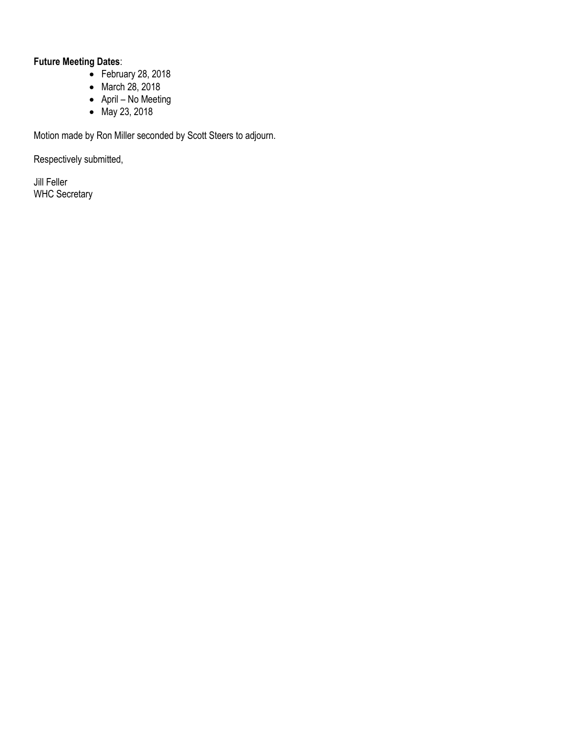**Future Meeting Dates**:

- February 28, 2018
- March 28, 2018
- April – No Meeting
- May 23, 2018

Motion made by Ron Miller seconded by Scott Steers to adjourn.

Respectively submitted,

Jill Feller
WHC Secretary